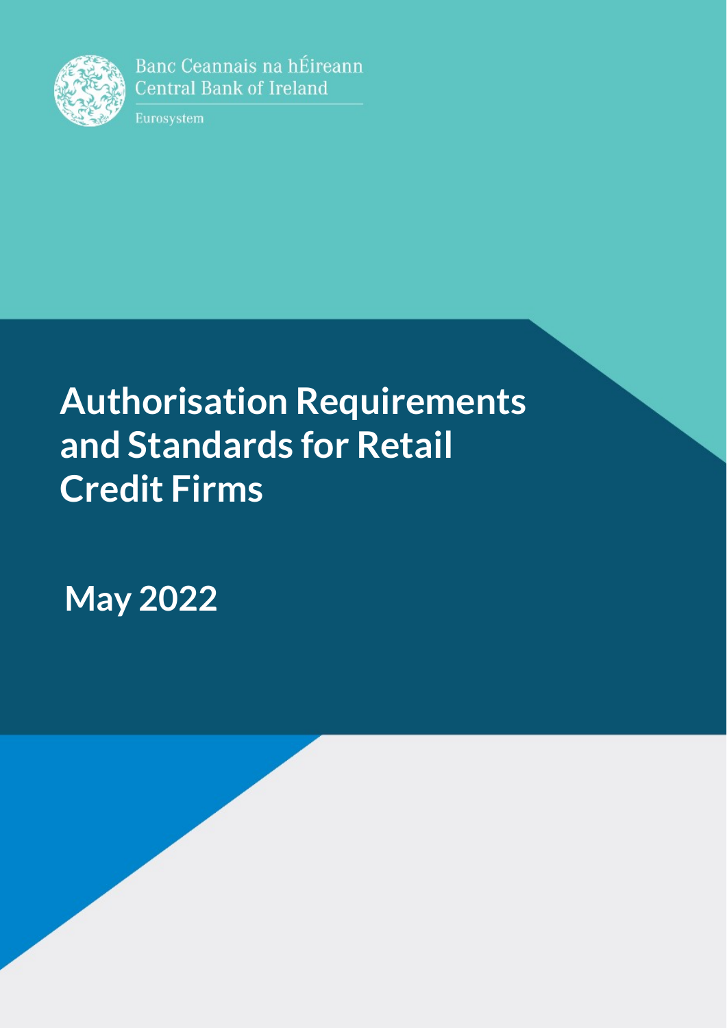Banc Ceannais na hÉireann
Central Bank of Ireland

Eurosystem

# Authorisation Requirements and Standards for Retail Credit Firms

## May 2022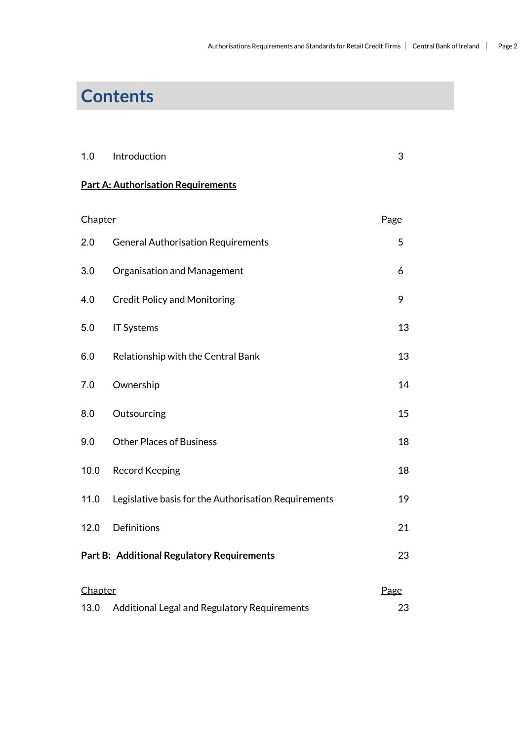# Contents

| | | |
|---|---|---|
| 1.0 | Introduction | 3 |

**<u>Part A: Authorisation Requirements</u>**

| Chapter | | Page |
|---|---|---|
| 2.0 | General Authorisation Requirements | 5 |
| 3.0 | Organisation and Management | 6 |
| 4.0 | Credit Policy and Monitoring | 9 |
| 5.0 | IT Systems | 13 |
| 6.0 | Relationship with the Central Bank | 13 |
| 7.0 | Ownership | 14 |
| 8.0 | Outsourcing | 15 |
| 9.0 | Other Places of Business | 18 |
| 10.0 | Record Keeping | 18 |
| 11.0 | Legislative basis for the Authorisation Requirements | 19 |
| 12.0 | Definitions | 21 |

**<u>Part B: Additional Regulatory Requirements</u>** 23

| Chapter | | Page |
|---|---|---|
| 13.0 | Additional Legal and Regulatory Requirements | 23 |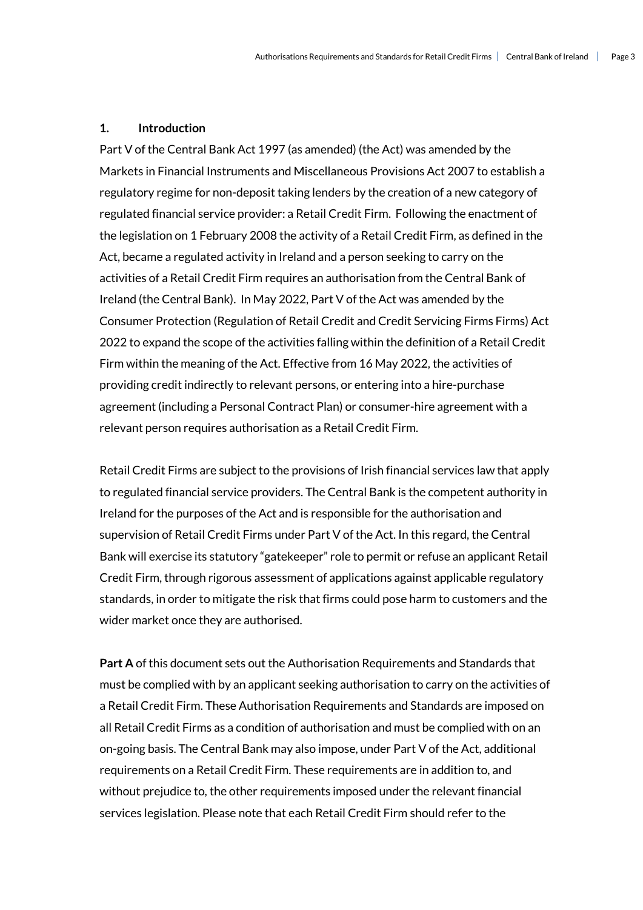## 1. Introduction

Part V of the Central Bank Act 1997 (as amended) (the Act) was amended by the Markets in Financial Instruments and Miscellaneous Provisions Act 2007 to establish a regulatory regime for non-deposit taking lenders by the creation of a new category of regulated financial service provider: a Retail Credit Firm. Following the enactment of the legislation on 1 February 2008 the activity of a Retail Credit Firm, as defined in the Act, became a regulated activity in Ireland and a person seeking to carry on the activities of a Retail Credit Firm requires an authorisation from the Central Bank of Ireland (the Central Bank). In May 2022, Part V of the Act was amended by the Consumer Protection (Regulation of Retail Credit and Credit Servicing Firms Firms) Act 2022 to expand the scope of the activities falling within the definition of a Retail Credit Firm within the meaning of the Act. Effective from 16 May 2022, the activities of providing credit indirectly to relevant persons, or entering into a hire-purchase agreement (including a Personal Contract Plan) or consumer-hire agreement with a relevant person requires authorisation as a Retail Credit Firm.

Retail Credit Firms are subject to the provisions of Irish financial services law that apply to regulated financial service providers. The Central Bank is the competent authority in Ireland for the purposes of the Act and is responsible for the authorisation and supervision of Retail Credit Firms under Part V of the Act. In this regard, the Central Bank will exercise its statutory "gatekeeper" role to permit or refuse an applicant Retail Credit Firm, through rigorous assessment of applications against applicable regulatory standards, in order to mitigate the risk that firms could pose harm to customers and the wider market once they are authorised.

**Part A** of this document sets out the Authorisation Requirements and Standards that must be complied with by an applicant seeking authorisation to carry on the activities of a Retail Credit Firm. These Authorisation Requirements and Standards are imposed on all Retail Credit Firms as a condition of authorisation and must be complied with on an on-going basis. The Central Bank may also impose, under Part V of the Act, additional requirements on a Retail Credit Firm. These requirements are in addition to, and without prejudice to, the other requirements imposed under the relevant financial services legislation. Please note that each Retail Credit Firm should refer to the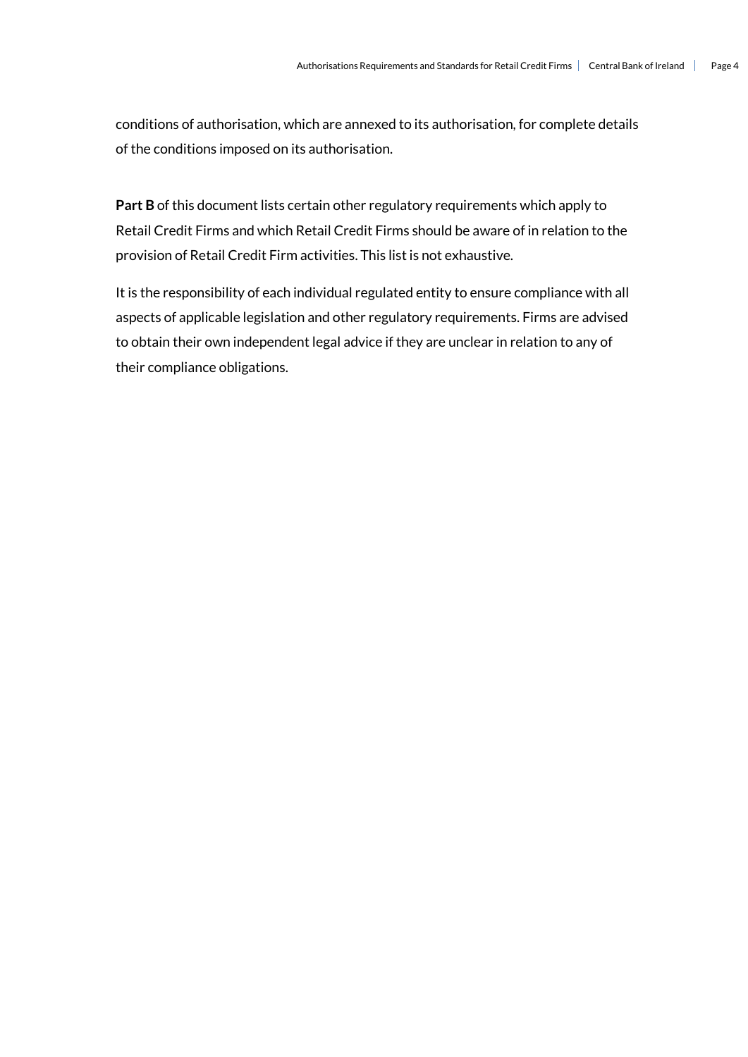conditions of authorisation, which are annexed to its authorisation, for complete details of the conditions imposed on its authorisation.

**Part B** of this document lists certain other regulatory requirements which apply to Retail Credit Firms and which Retail Credit Firms should be aware of in relation to the provision of Retail Credit Firm activities. This list is not exhaustive.

It is the responsibility of each individual regulated entity to ensure compliance with all aspects of applicable legislation and other regulatory requirements. Firms are advised to obtain their own independent legal advice if they are unclear in relation to any of their compliance obligations.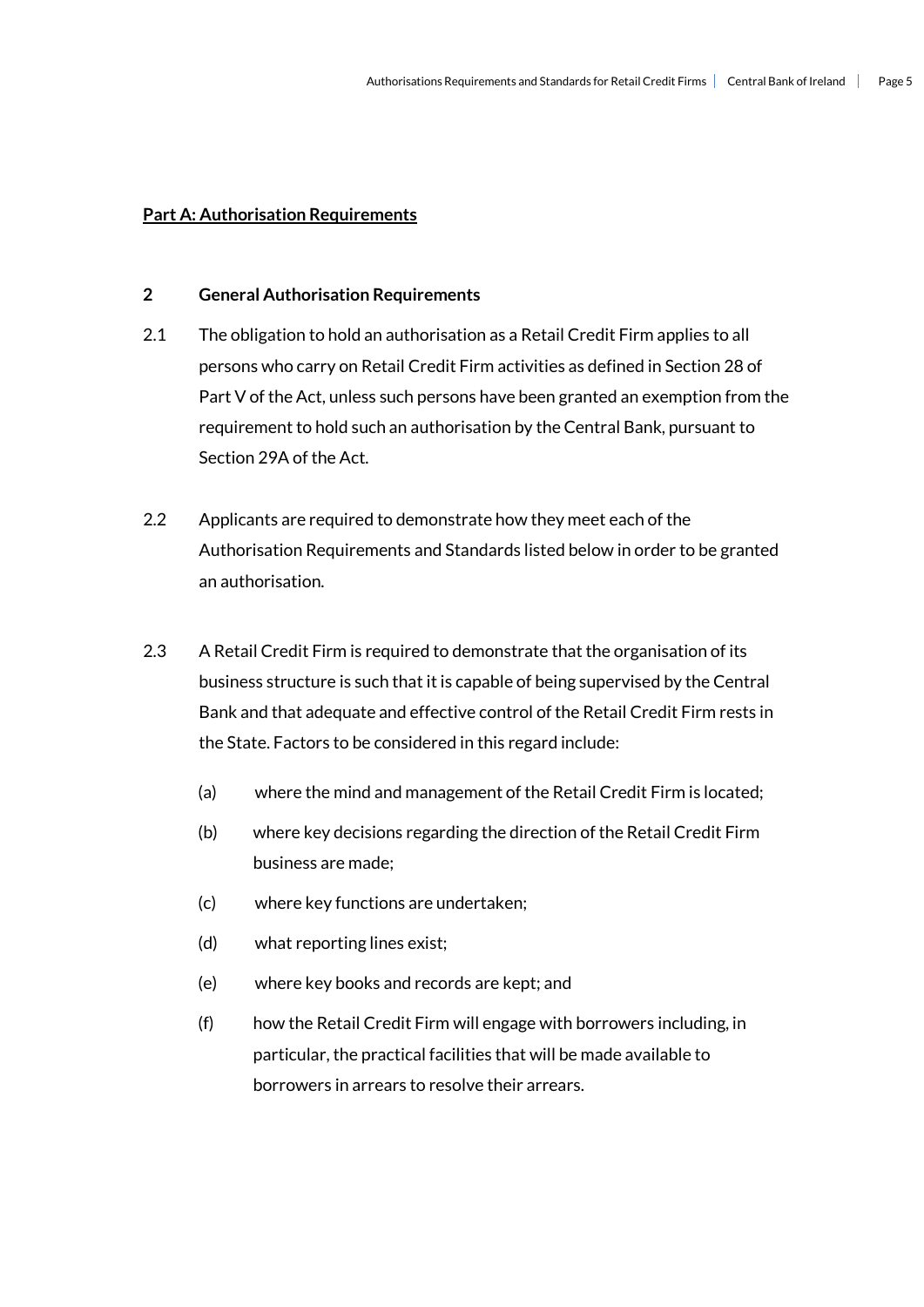**Part A: Authorisation Requirements**

## 2 General Authorisation Requirements

2.1 The obligation to hold an authorisation as a Retail Credit Firm applies to all persons who carry on Retail Credit Firm activities as defined in Section 28 of Part V of the Act, unless such persons have been granted an exemption from the requirement to hold such an authorisation by the Central Bank, pursuant to Section 29A of the Act.

2.2 Applicants are required to demonstrate how they meet each of the Authorisation Requirements and Standards listed below in order to be granted an authorisation.

2.3 A Retail Credit Firm is required to demonstrate that the organisation of its business structure is such that it is capable of being supervised by the Central Bank and that adequate and effective control of the Retail Credit Firm rests in the State. Factors to be considered in this regard include:

(a) where the mind and management of the Retail Credit Firm is located;

(b) where key decisions regarding the direction of the Retail Credit Firm business are made;

(c) where key functions are undertaken;

(d) what reporting lines exist;

(e) where key books and records are kept; and

(f) how the Retail Credit Firm will engage with borrowers including, in particular, the practical facilities that will be made available to borrowers in arrears to resolve their arrears.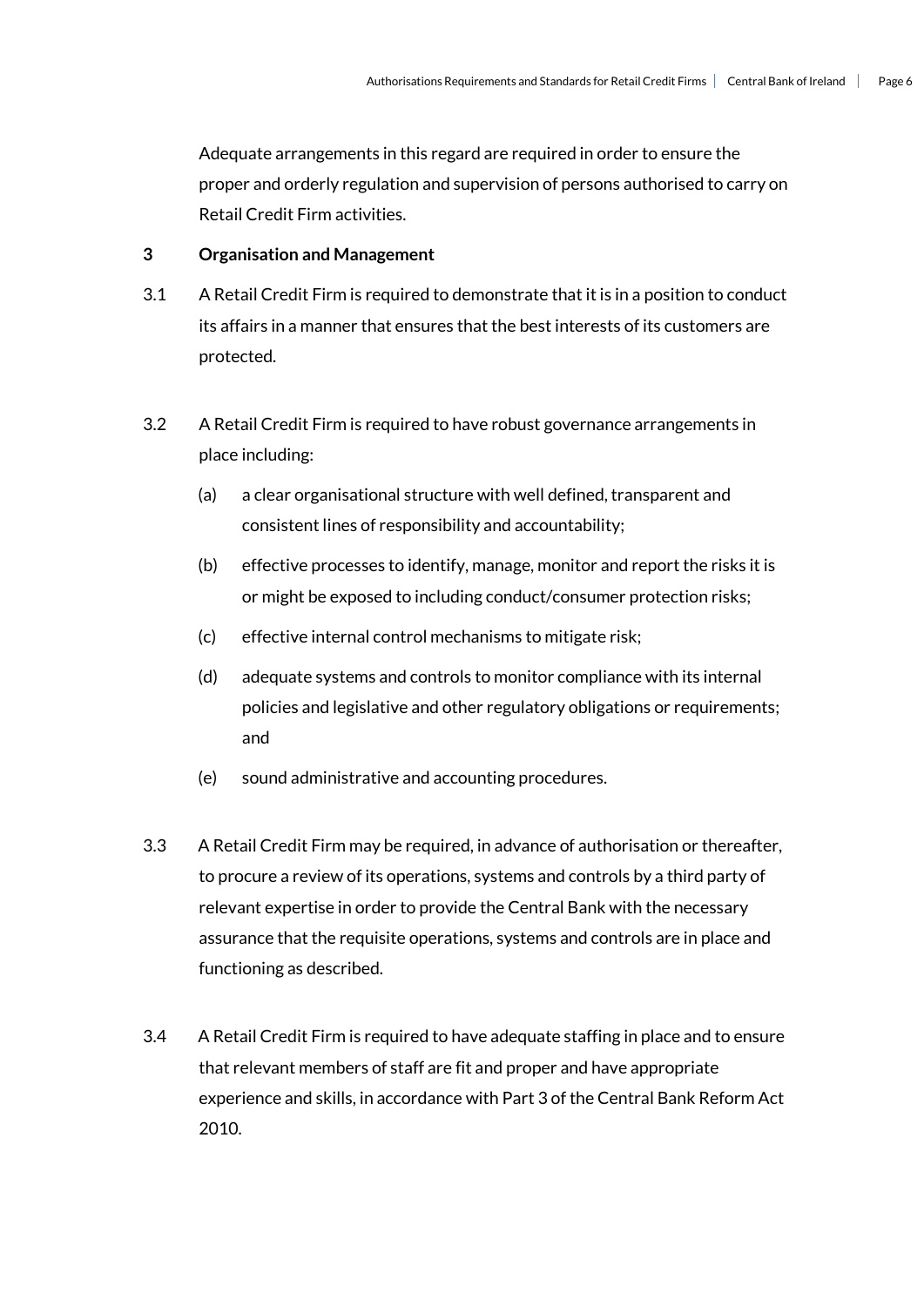Adequate arrangements in this regard are required in order to ensure the proper and orderly regulation and supervision of persons authorised to carry on Retail Credit Firm activities.

## 3 Organisation and Management

3.1 A Retail Credit Firm is required to demonstrate that it is in a position to conduct its affairs in a manner that ensures that the best interests of its customers are protected.

3.2 A Retail Credit Firm is required to have robust governance arrangements in place including:

(a) a clear organisational structure with well defined, transparent and consistent lines of responsibility and accountability;

(b) effective processes to identify, manage, monitor and report the risks it is or might be exposed to including conduct/consumer protection risks;

(c) effective internal control mechanisms to mitigate risk;

(d) adequate systems and controls to monitor compliance with its internal policies and legislative and other regulatory obligations or requirements; and

(e) sound administrative and accounting procedures.

3.3 A Retail Credit Firm may be required, in advance of authorisation or thereafter, to procure a review of its operations, systems and controls by a third party of relevant expertise in order to provide the Central Bank with the necessary assurance that the requisite operations, systems and controls are in place and functioning as described.

3.4 A Retail Credit Firm is required to have adequate staffing in place and to ensure that relevant members of staff are fit and proper and have appropriate experience and skills, in accordance with Part 3 of the Central Bank Reform Act 2010.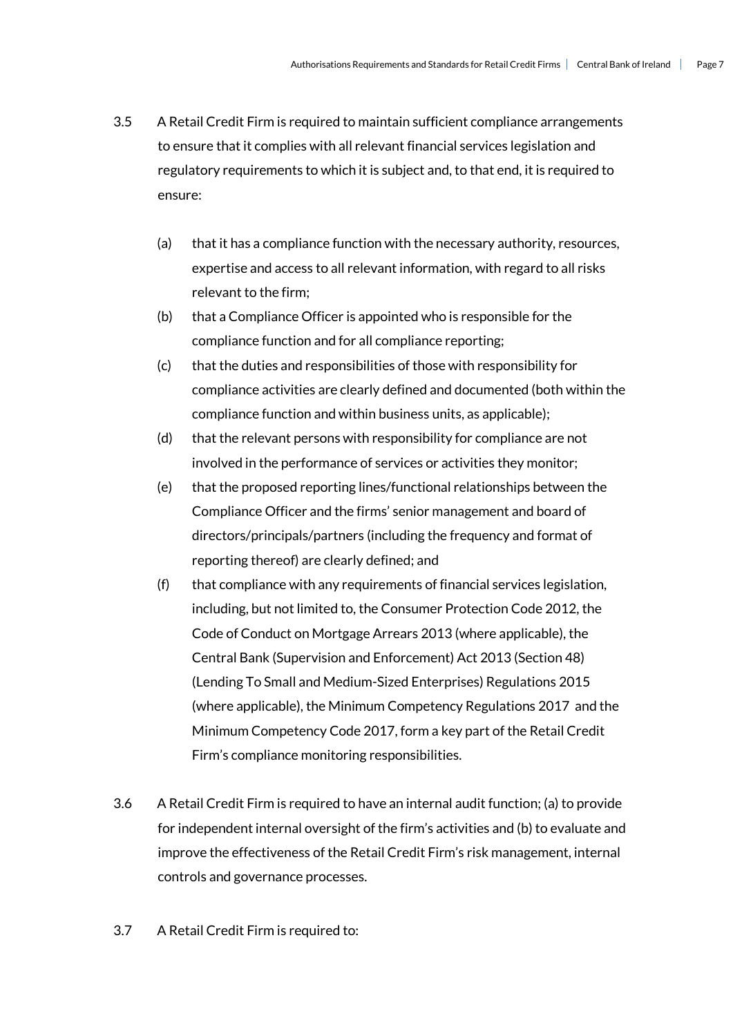3.5 A Retail Credit Firm is required to maintain sufficient compliance arrangements to ensure that it complies with all relevant financial services legislation and regulatory requirements to which it is subject and, to that end, it is required to ensure:

- (a) that it has a compliance function with the necessary authority, resources, expertise and access to all relevant information, with regard to all risks relevant to the firm;
- (b) that a Compliance Officer is appointed who is responsible for the compliance function and for all compliance reporting;
- (c) that the duties and responsibilities of those with responsibility for compliance activities are clearly defined and documented (both within the compliance function and within business units, as applicable);
- (d) that the relevant persons with responsibility for compliance are not involved in the performance of services or activities they monitor;
- (e) that the proposed reporting lines/functional relationships between the Compliance Officer and the firms' senior management and board of directors/principals/partners (including the frequency and format of reporting thereof) are clearly defined; and
- (f) that compliance with any requirements of financial services legislation, including, but not limited to, the Consumer Protection Code 2012, the Code of Conduct on Mortgage Arrears 2013 (where applicable), the Central Bank (Supervision and Enforcement) Act 2013 (Section 48) (Lending To Small and Medium-Sized Enterprises) Regulations 2015 (where applicable), the Minimum Competency Regulations 2017 and the Minimum Competency Code 2017, form a key part of the Retail Credit Firm's compliance monitoring responsibilities.

3.6 A Retail Credit Firm is required to have an internal audit function; (a) to provide for independent internal oversight of the firm's activities and (b) to evaluate and improve the effectiveness of the Retail Credit Firm's risk management, internal controls and governance processes.

3.7 A Retail Credit Firm is required to: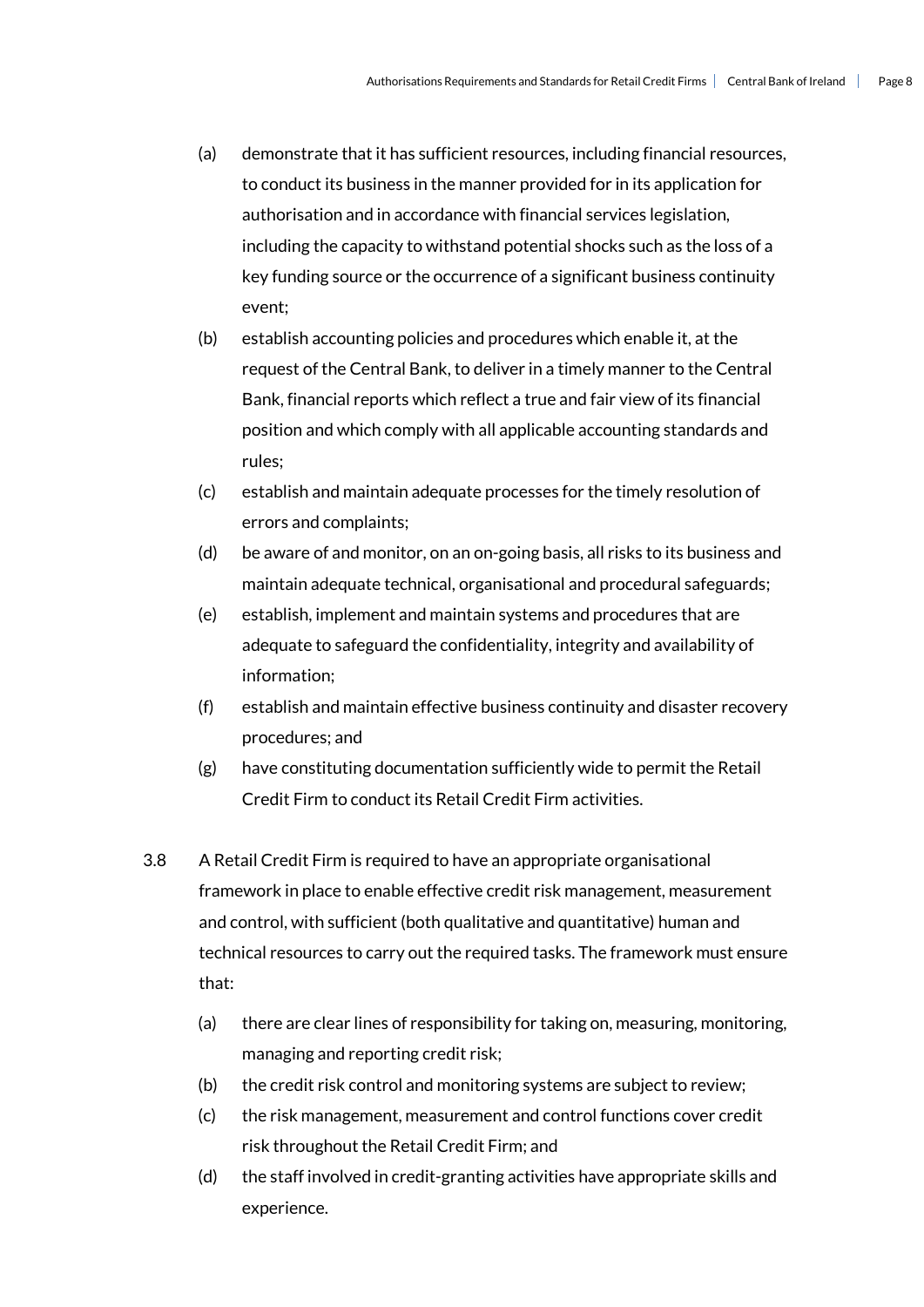(a) demonstrate that it has sufficient resources, including financial resources, to conduct its business in the manner provided for in its application for authorisation and in accordance with financial services legislation, including the capacity to withstand potential shocks such as the loss of a key funding source or the occurrence of a significant business continuity event;

(b) establish accounting policies and procedures which enable it, at the request of the Central Bank, to deliver in a timely manner to the Central Bank, financial reports which reflect a true and fair view of its financial position and which comply with all applicable accounting standards and rules;

(c) establish and maintain adequate processes for the timely resolution of errors and complaints;

(d) be aware of and monitor, on an on-going basis, all risks to its business and maintain adequate technical, organisational and procedural safeguards;

(e) establish, implement and maintain systems and procedures that are adequate to safeguard the confidentiality, integrity and availability of information;

(f) establish and maintain effective business continuity and disaster recovery procedures; and

(g) have constituting documentation sufficiently wide to permit the Retail Credit Firm to conduct its Retail Credit Firm activities.

3.8 A Retail Credit Firm is required to have an appropriate organisational framework in place to enable effective credit risk management, measurement and control, with sufficient (both qualitative and quantitative) human and technical resources to carry out the required tasks. The framework must ensure that:

(a) there are clear lines of responsibility for taking on, measuring, monitoring, managing and reporting credit risk;

(b) the credit risk control and monitoring systems are subject to review;

(c) the risk management, measurement and control functions cover credit risk throughout the Retail Credit Firm; and

(d) the staff involved in credit-granting activities have appropriate skills and experience.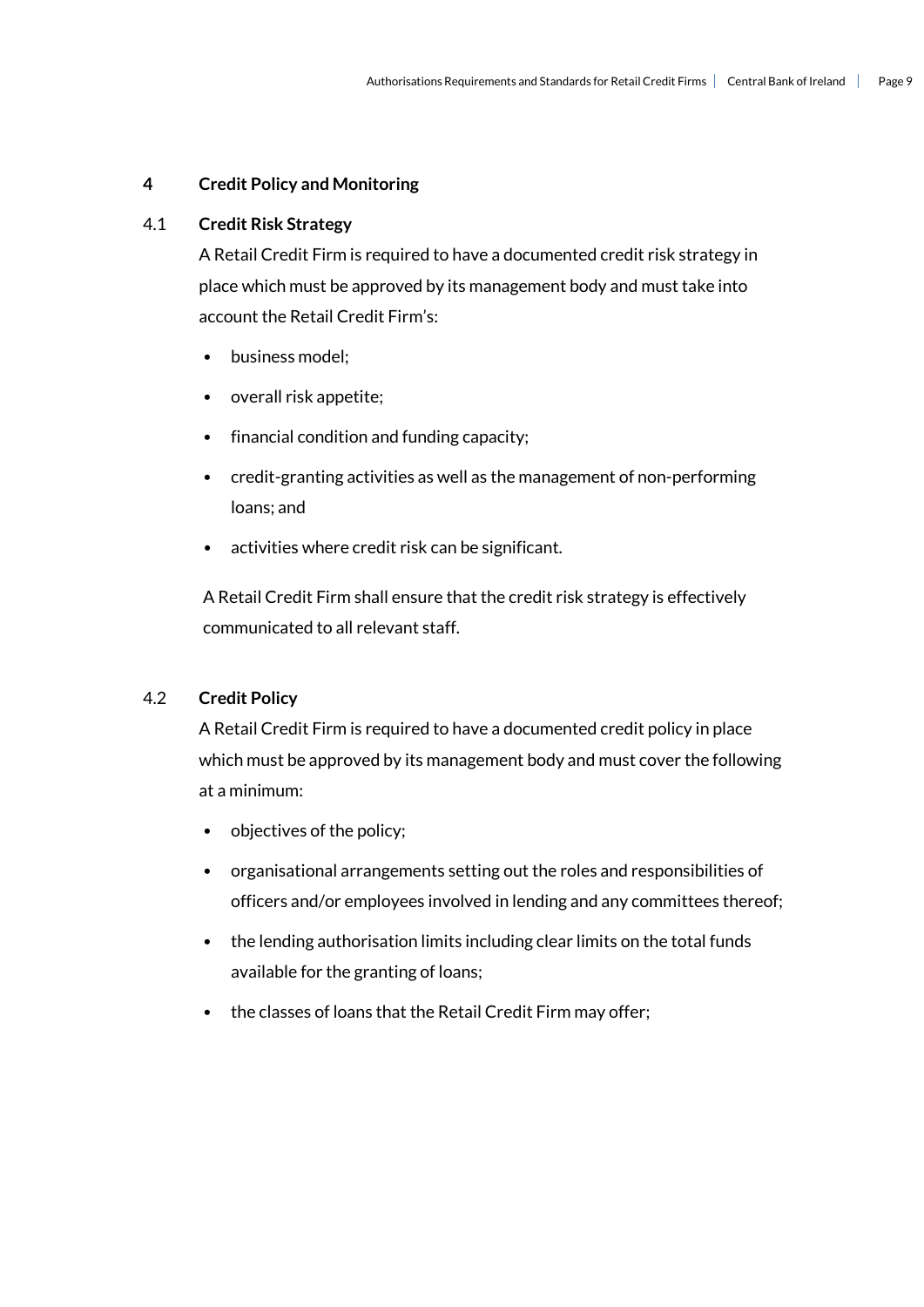## 4 Credit Policy and Monitoring

### 4.1 Credit Risk Strategy

A Retail Credit Firm is required to have a documented credit risk strategy in place which must be approved by its management body and must take into account the Retail Credit Firm's:

- business model;
- overall risk appetite;
- financial condition and funding capacity;
- credit-granting activities as well as the management of non-performing loans; and
- activities where credit risk can be significant.

A Retail Credit Firm shall ensure that the credit risk strategy is effectively communicated to all relevant staff.

### 4.2 Credit Policy

A Retail Credit Firm is required to have a documented credit policy in place which must be approved by its management body and must cover the following at a minimum:

- objectives of the policy;
- organisational arrangements setting out the roles and responsibilities of officers and/or employees involved in lending and any committees thereof;
- the lending authorisation limits including clear limits on the total funds available for the granting of loans;
- the classes of loans that the Retail Credit Firm may offer;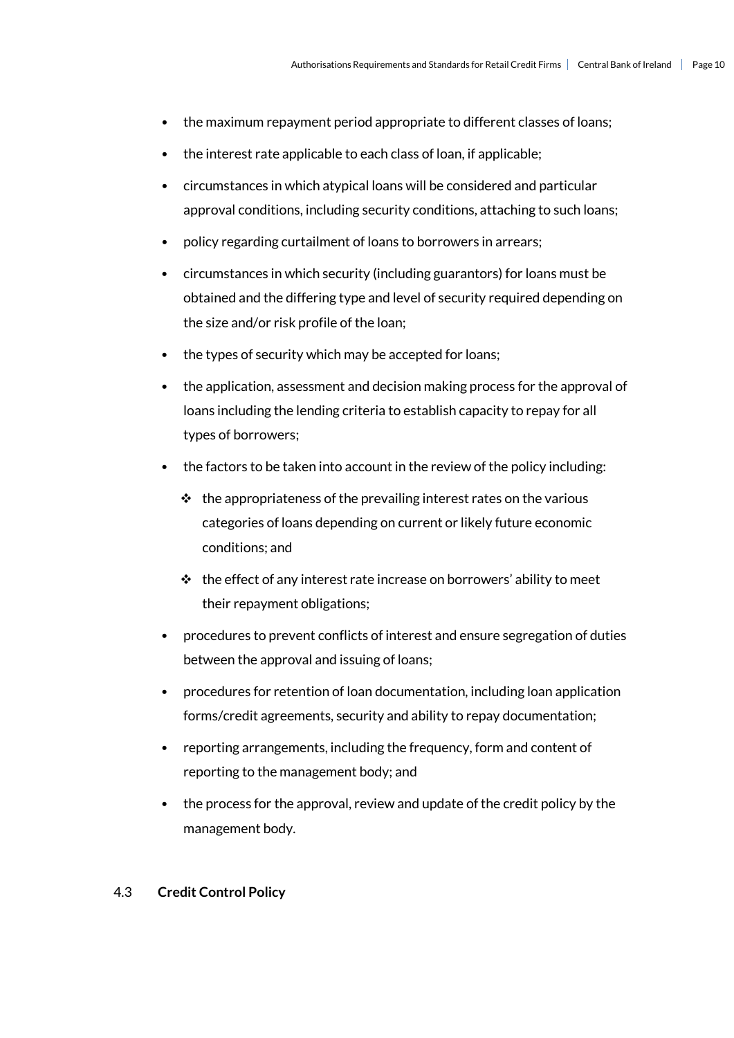- the maximum repayment period appropriate to different classes of loans;
- the interest rate applicable to each class of loan, if applicable;
- circumstances in which atypical loans will be considered and particular approval conditions, including security conditions, attaching to such loans;
- policy regarding curtailment of loans to borrowers in arrears;
- circumstances in which security (including guarantors) for loans must be obtained and the differing type and level of security required depending on the size and/or risk profile of the loan;
- the types of security which may be accepted for loans;
- the application, assessment and decision making process for the approval of loans including the lending criteria to establish capacity to repay for all types of borrowers;
- the factors to be taken into account in the review of the policy including:
  - the appropriateness of the prevailing interest rates on the various categories of loans depending on current or likely future economic conditions; and
  - the effect of any interest rate increase on borrowers' ability to meet their repayment obligations;
- procedures to prevent conflicts of interest and ensure segregation of duties between the approval and issuing of loans;
- procedures for retention of loan documentation, including loan application forms/credit agreements, security and ability to repay documentation;
- reporting arrangements, including the frequency, form and content of reporting to the management body; and
- the process for the approval, review and update of the credit policy by the management body.

### 4.3 Credit Control Policy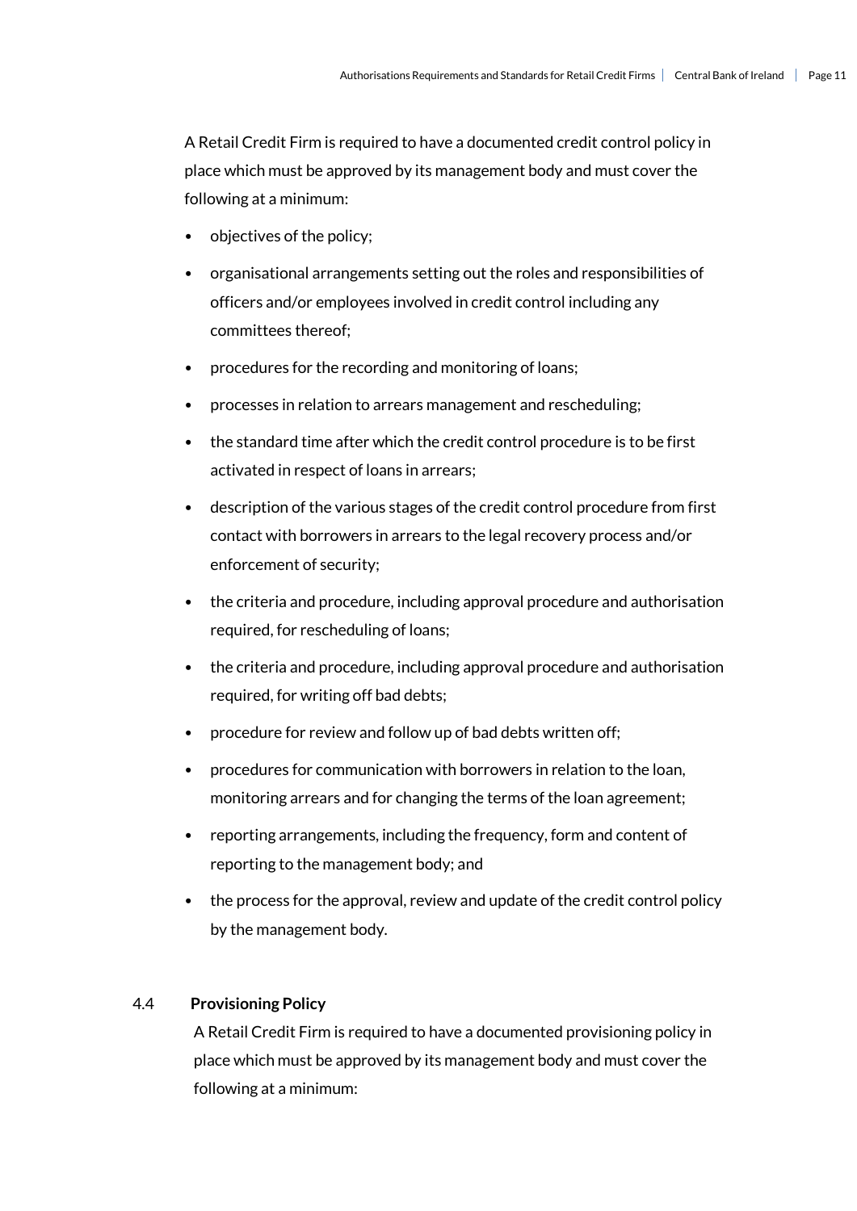A Retail Credit Firm is required to have a documented credit control policy in place which must be approved by its management body and must cover the following at a minimum:

- objectives of the policy;
- organisational arrangements setting out the roles and responsibilities of officers and/or employees involved in credit control including any committees thereof;
- procedures for the recording and monitoring of loans;
- processes in relation to arrears management and rescheduling;
- the standard time after which the credit control procedure is to be first activated in respect of loans in arrears;
- description of the various stages of the credit control procedure from first contact with borrowers in arrears to the legal recovery process and/or enforcement of security;
- the criteria and procedure, including approval procedure and authorisation required, for rescheduling of loans;
- the criteria and procedure, including approval procedure and authorisation required, for writing off bad debts;
- procedure for review and follow up of bad debts written off;
- procedures for communication with borrowers in relation to the loan, monitoring arrears and for changing the terms of the loan agreement;
- reporting arrangements, including the frequency, form and content of reporting to the management body; and
- the process for the approval, review and update of the credit control policy by the management body.

### 4.4 Provisioning Policy

A Retail Credit Firm is required to have a documented provisioning policy in place which must be approved by its management body and must cover the following at a minimum: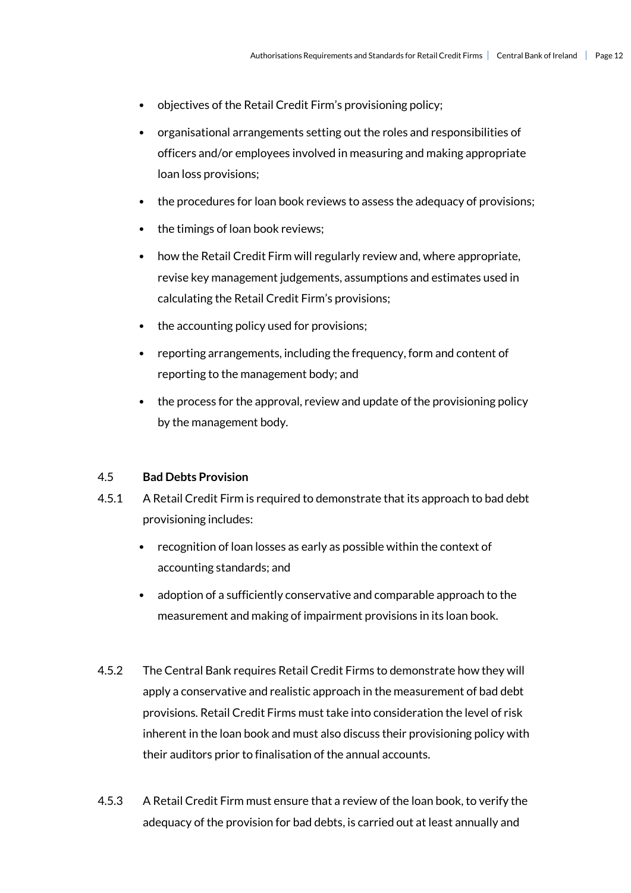- objectives of the Retail Credit Firm's provisioning policy;
- organisational arrangements setting out the roles and responsibilities of officers and/or employees involved in measuring and making appropriate loan loss provisions;
- the procedures for loan book reviews to assess the adequacy of provisions;
- the timings of loan book reviews;
- how the Retail Credit Firm will regularly review and, where appropriate, revise key management judgements, assumptions and estimates used in calculating the Retail Credit Firm's provisions;
- the accounting policy used for provisions;
- reporting arrangements, including the frequency, form and content of reporting to the management body; and
- the process for the approval, review and update of the provisioning policy by the management body.

### 4.5 Bad Debts Provision

4.5.1 A Retail Credit Firm is required to demonstrate that its approach to bad debt provisioning includes:

- recognition of loan losses as early as possible within the context of accounting standards; and
- adoption of a sufficiently conservative and comparable approach to the measurement and making of impairment provisions in its loan book.

4.5.2 The Central Bank requires Retail Credit Firms to demonstrate how they will apply a conservative and realistic approach in the measurement of bad debt provisions. Retail Credit Firms must take into consideration the level of risk inherent in the loan book and must also discuss their provisioning policy with their auditors prior to finalisation of the annual accounts.

4.5.3 A Retail Credit Firm must ensure that a review of the loan book, to verify the adequacy of the provision for bad debts, is carried out at least annually and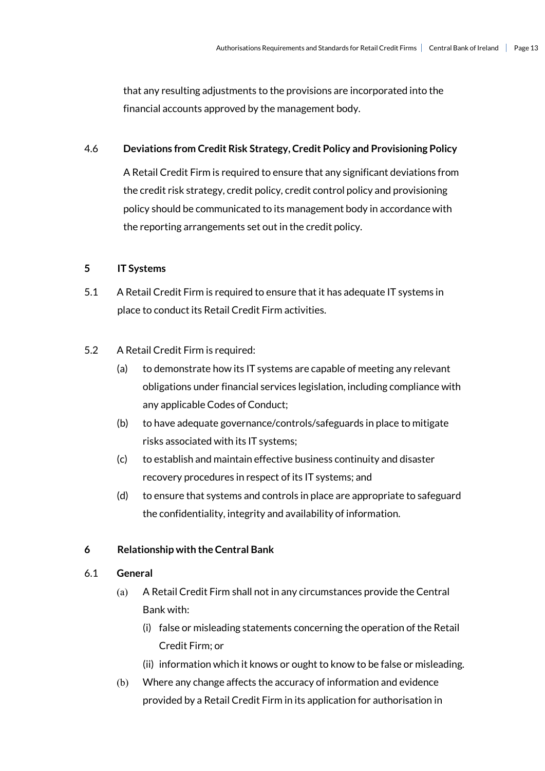that any resulting adjustments to the provisions are incorporated into the financial accounts approved by the management body.

### 4.6 Deviations from Credit Risk Strategy, Credit Policy and Provisioning Policy

A Retail Credit Firm is required to ensure that any significant deviations from the credit risk strategy, credit policy, credit control policy and provisioning policy should be communicated to its management body in accordance with the reporting arrangements set out in the credit policy.

## 5 IT Systems

5.1 A Retail Credit Firm is required to ensure that it has adequate IT systems in place to conduct its Retail Credit Firm activities.

5.2 A Retail Credit Firm is required:

- (a) to demonstrate how its IT systems are capable of meeting any relevant obligations under financial services legislation, including compliance with any applicable Codes of Conduct;
- (b) to have adequate governance/controls/safeguards in place to mitigate risks associated with its IT systems;
- (c) to establish and maintain effective business continuity and disaster recovery procedures in respect of its IT systems; and
- (d) to ensure that systems and controls in place are appropriate to safeguard the confidentiality, integrity and availability of information.

## 6 Relationship with the Central Bank

### 6.1 General

- (a) A Retail Credit Firm shall not in any circumstances provide the Central Bank with:
  - (i) false or misleading statements concerning the operation of the Retail Credit Firm; or
  - (ii) information which it knows or ought to know to be false or misleading.
- (b) Where any change affects the accuracy of information and evidence provided by a Retail Credit Firm in its application for authorisation in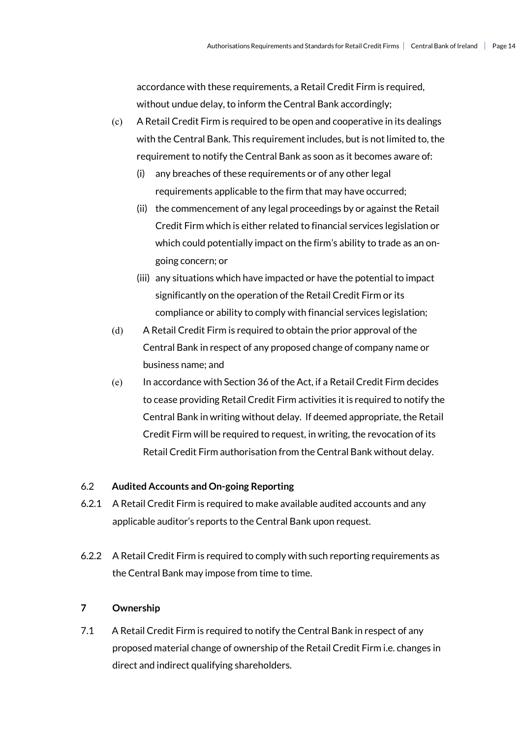accordance with these requirements, a Retail Credit Firm is required, without undue delay, to inform the Central Bank accordingly;

(c) A Retail Credit Firm is required to be open and cooperative in its dealings with the Central Bank. This requirement includes, but is not limited to, the requirement to notify the Central Bank as soon as it becomes aware of:

   (i) any breaches of these requirements or of any other legal requirements applicable to the firm that may have occurred;

   (ii) the commencement of any legal proceedings by or against the Retail Credit Firm which is either related to financial services legislation or which could potentially impact on the firm's ability to trade as an on-going concern; or

   (iii) any situations which have impacted or have the potential to impact significantly on the operation of the Retail Credit Firm or its compliance or ability to comply with financial services legislation;

(d) A Retail Credit Firm is required to obtain the prior approval of the Central Bank in respect of any proposed change of company name or business name; and

(e) In accordance with Section 36 of the Act, if a Retail Credit Firm decides to cease providing Retail Credit Firm activities it is required to notify the Central Bank in writing without delay. If deemed appropriate, the Retail Credit Firm will be required to request, in writing, the revocation of its Retail Credit Firm authorisation from the Central Bank without delay.

### 6.2 Audited Accounts and On-going Reporting

6.2.1 A Retail Credit Firm is required to make available audited accounts and any applicable auditor's reports to the Central Bank upon request.

6.2.2 A Retail Credit Firm is required to comply with such reporting requirements as the Central Bank may impose from time to time.

## 7 Ownership

7.1 A Retail Credit Firm is required to notify the Central Bank in respect of any proposed material change of ownership of the Retail Credit Firm i.e. changes in direct and indirect qualifying shareholders.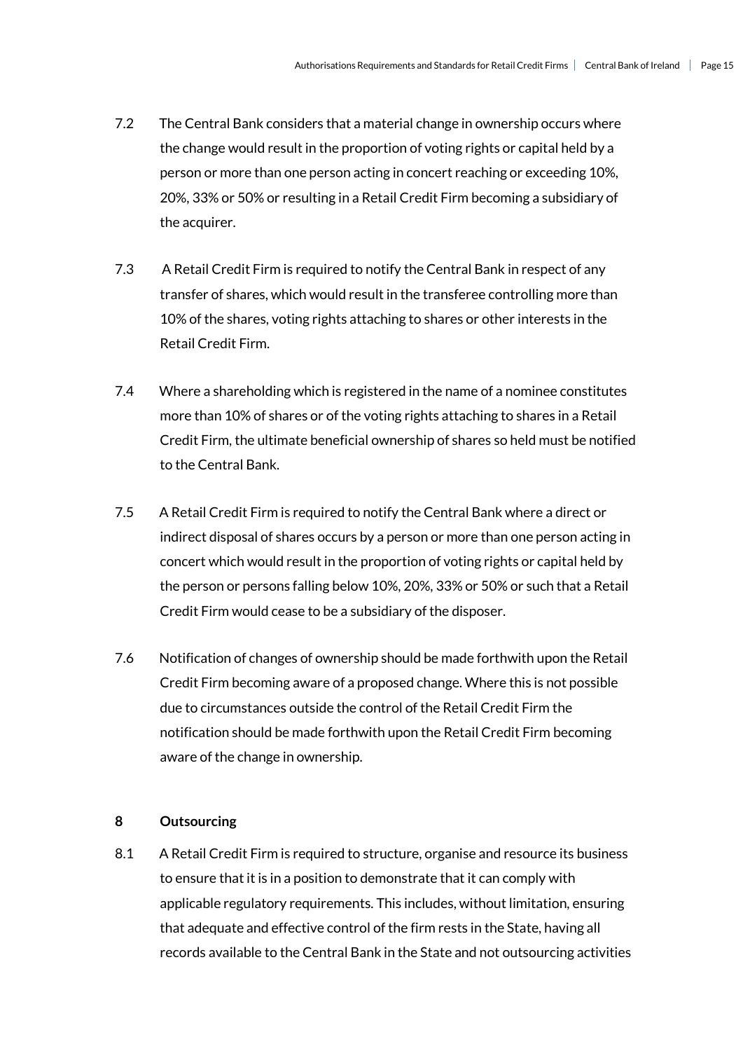7.2 The Central Bank considers that a material change in ownership occurs where the change would result in the proportion of voting rights or capital held by a person or more than one person acting in concert reaching or exceeding 10%, 20%, 33% or 50% or resulting in a Retail Credit Firm becoming a subsidiary of the acquirer.

7.3 A Retail Credit Firm is required to notify the Central Bank in respect of any transfer of shares, which would result in the transferee controlling more than 10% of the shares, voting rights attaching to shares or other interests in the Retail Credit Firm.

7.4 Where a shareholding which is registered in the name of a nominee constitutes more than 10% of shares or of the voting rights attaching to shares in a Retail Credit Firm, the ultimate beneficial ownership of shares so held must be notified to the Central Bank.

7.5 A Retail Credit Firm is required to notify the Central Bank where a direct or indirect disposal of shares occurs by a person or more than one person acting in concert which would result in the proportion of voting rights or capital held by the person or persons falling below 10%, 20%, 33% or 50% or such that a Retail Credit Firm would cease to be a subsidiary of the disposer.

7.6 Notification of changes of ownership should be made forthwith upon the Retail Credit Firm becoming aware of a proposed change. Where this is not possible due to circumstances outside the control of the Retail Credit Firm the notification should be made forthwith upon the Retail Credit Firm becoming aware of the change in ownership.

## 8 Outsourcing

8.1 A Retail Credit Firm is required to structure, organise and resource its business to ensure that it is in a position to demonstrate that it can comply with applicable regulatory requirements. This includes, without limitation, ensuring that adequate and effective control of the firm rests in the State, having all records available to the Central Bank in the State and not outsourcing activities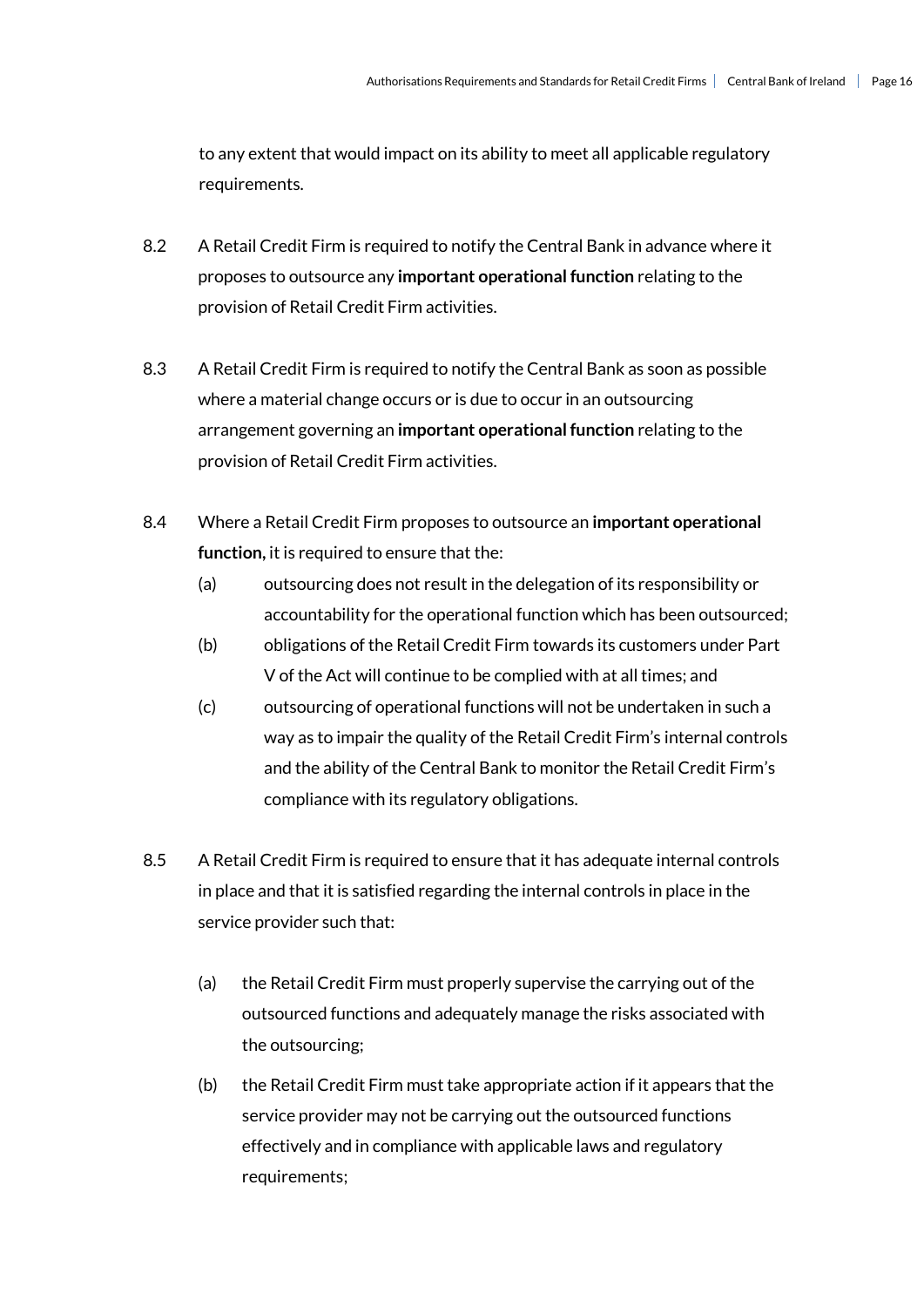to any extent that would impact on its ability to meet all applicable regulatory requirements.

8.2 A Retail Credit Firm is required to notify the Central Bank in advance where it proposes to outsource any **important operational function** relating to the provision of Retail Credit Firm activities.

8.3 A Retail Credit Firm is required to notify the Central Bank as soon as possible where a material change occurs or is due to occur in an outsourcing arrangement governing an **important operational function** relating to the provision of Retail Credit Firm activities.

8.4 Where a Retail Credit Firm proposes to outsource an **important operational function,** it is required to ensure that the:

- (a) outsourcing does not result in the delegation of its responsibility or accountability for the operational function which has been outsourced;
- (b) obligations of the Retail Credit Firm towards its customers under Part V of the Act will continue to be complied with at all times; and
- (c) outsourcing of operational functions will not be undertaken in such a way as to impair the quality of the Retail Credit Firm's internal controls and the ability of the Central Bank to monitor the Retail Credit Firm's compliance with its regulatory obligations.

8.5 A Retail Credit Firm is required to ensure that it has adequate internal controls in place and that it is satisfied regarding the internal controls in place in the service provider such that:

- (a) the Retail Credit Firm must properly supervise the carrying out of the outsourced functions and adequately manage the risks associated with the outsourcing;
- (b) the Retail Credit Firm must take appropriate action if it appears that the service provider may not be carrying out the outsourced functions effectively and in compliance with applicable laws and regulatory requirements;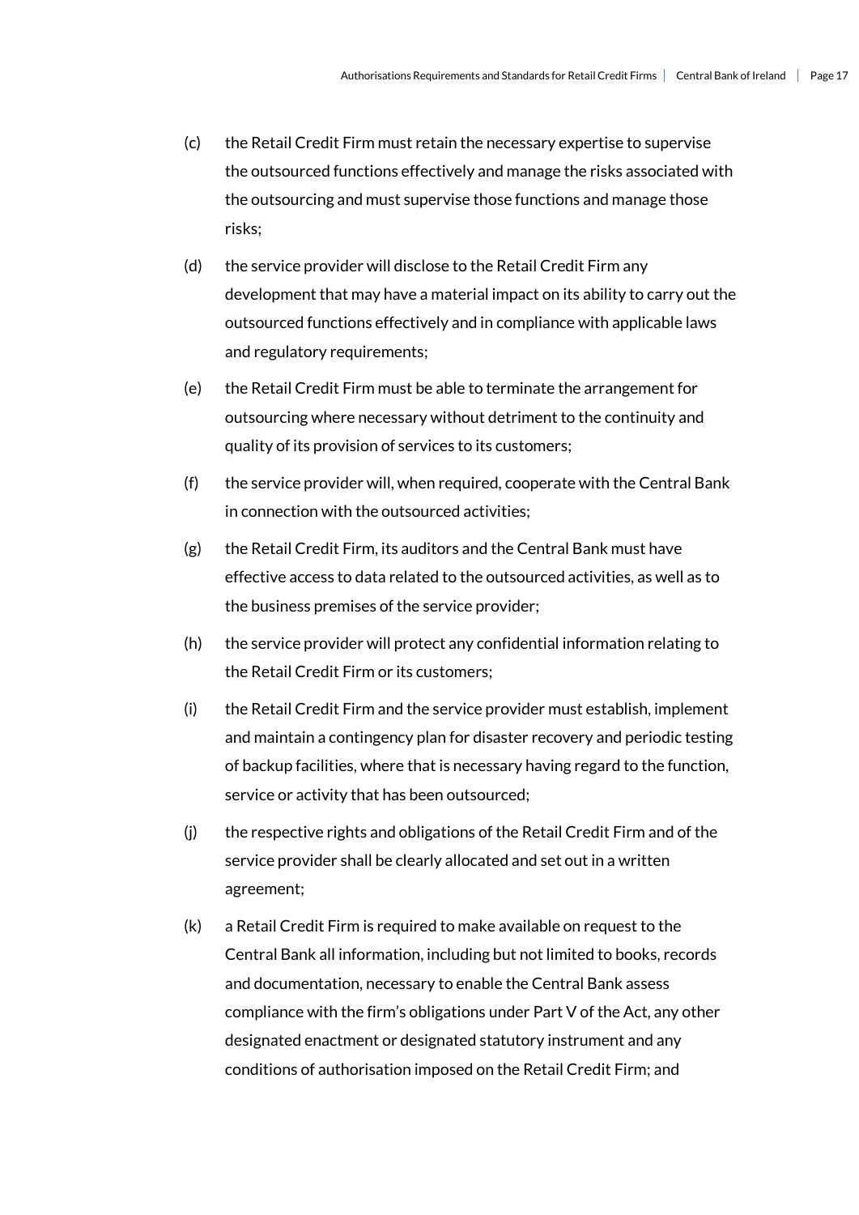(c) the Retail Credit Firm must retain the necessary expertise to supervise the outsourced functions effectively and manage the risks associated with the outsourcing and must supervise those functions and manage those risks;

(d) the service provider will disclose to the Retail Credit Firm any development that may have a material impact on its ability to carry out the outsourced functions effectively and in compliance with applicable laws and regulatory requirements;

(e) the Retail Credit Firm must be able to terminate the arrangement for outsourcing where necessary without detriment to the continuity and quality of its provision of services to its customers;

(f) the service provider will, when required, cooperate with the Central Bank in connection with the outsourced activities;

(g) the Retail Credit Firm, its auditors and the Central Bank must have effective access to data related to the outsourced activities, as well as to the business premises of the service provider;

(h) the service provider will protect any confidential information relating to the Retail Credit Firm or its customers;

(i) the Retail Credit Firm and the service provider must establish, implement and maintain a contingency plan for disaster recovery and periodic testing of backup facilities, where that is necessary having regard to the function, service or activity that has been outsourced;

(j) the respective rights and obligations of the Retail Credit Firm and of the service provider shall be clearly allocated and set out in a written agreement;

(k) a Retail Credit Firm is required to make available on request to the Central Bank all information, including but not limited to books, records and documentation, necessary to enable the Central Bank assess compliance with the firm's obligations under Part V of the Act, any other designated enactment or designated statutory instrument and any conditions of authorisation imposed on the Retail Credit Firm; and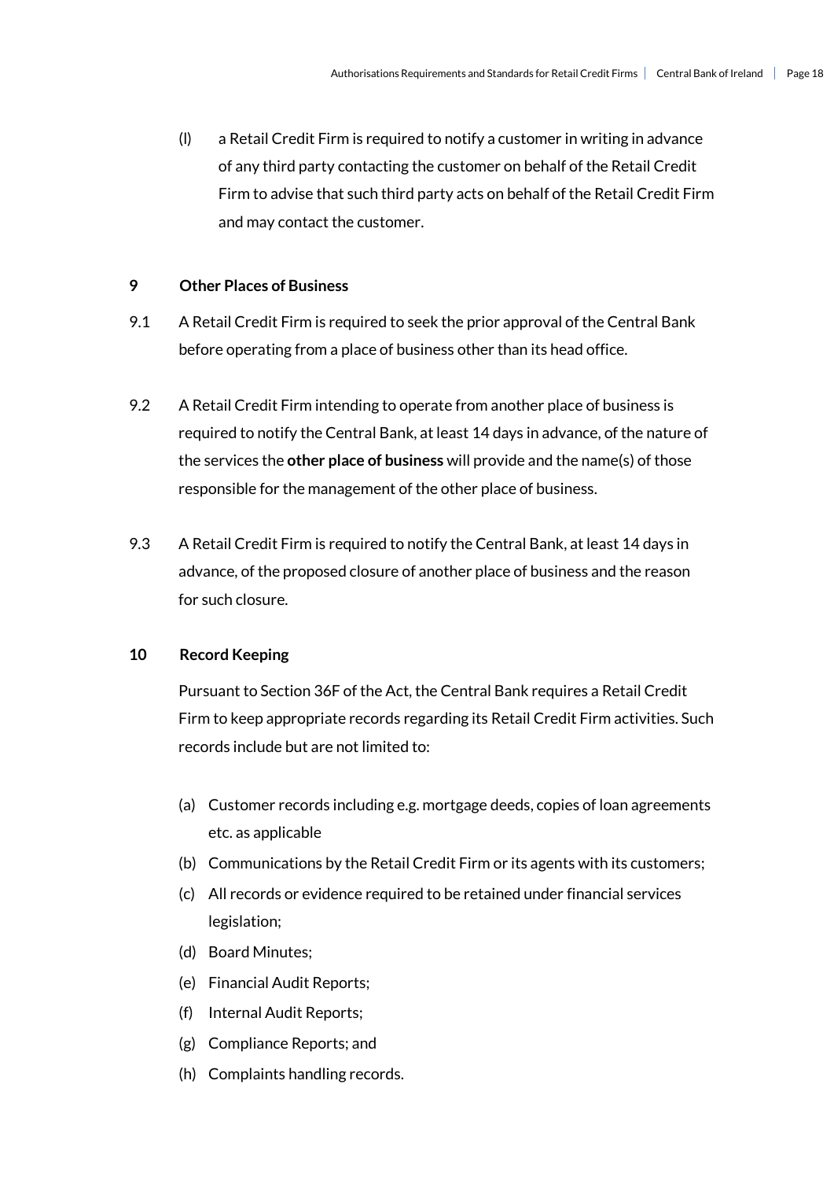(l) a Retail Credit Firm is required to notify a customer in writing in advance of any third party contacting the customer on behalf of the Retail Credit Firm to advise that such third party acts on behalf of the Retail Credit Firm and may contact the customer.

## 9 Other Places of Business

9.1 A Retail Credit Firm is required to seek the prior approval of the Central Bank before operating from a place of business other than its head office.

9.2 A Retail Credit Firm intending to operate from another place of business is required to notify the Central Bank, at least 14 days in advance, of the nature of the services the **other place of business** will provide and the name(s) of those responsible for the management of the other place of business.

9.3 A Retail Credit Firm is required to notify the Central Bank, at least 14 days in advance, of the proposed closure of another place of business and the reason for such closure.

## 10 Record Keeping

Pursuant to Section 36F of the Act, the Central Bank requires a Retail Credit Firm to keep appropriate records regarding its Retail Credit Firm activities. Such records include but are not limited to:

(a) Customer records including e.g. mortgage deeds, copies of loan agreements etc. as applicable

(b) Communications by the Retail Credit Firm or its agents with its customers;

(c) All records or evidence required to be retained under financial services legislation;

(d) Board Minutes;

(e) Financial Audit Reports;

(f) Internal Audit Reports;

(g) Compliance Reports; and

(h) Complaints handling records.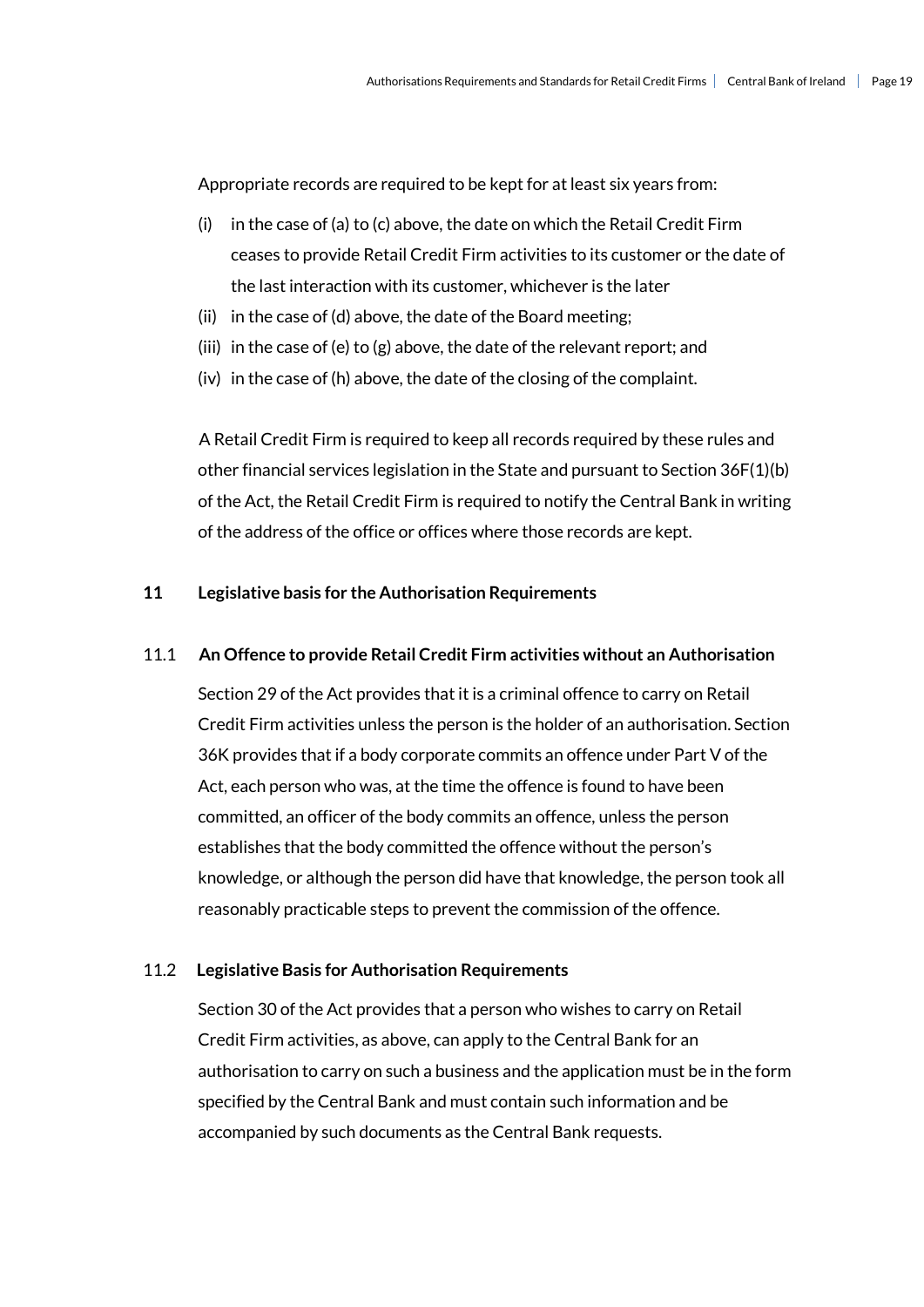Appropriate records are required to be kept for at least six years from:

(i) in the case of (a) to (c) above, the date on which the Retail Credit Firm ceases to provide Retail Credit Firm activities to its customer or the date of the last interaction with its customer, whichever is the later

(ii) in the case of (d) above, the date of the Board meeting;

(iii) in the case of (e) to (g) above, the date of the relevant report; and

(iv) in the case of (h) above, the date of the closing of the complaint.

A Retail Credit Firm is required to keep all records required by these rules and other financial services legislation in the State and pursuant to Section 36F(1)(b) of the Act, the Retail Credit Firm is required to notify the Central Bank in writing of the address of the office or offices where those records are kept.

## 11 Legislative basis for the Authorisation Requirements

### 11.1 An Offence to provide Retail Credit Firm activities without an Authorisation

Section 29 of the Act provides that it is a criminal offence to carry on Retail Credit Firm activities unless the person is the holder of an authorisation. Section 36K provides that if a body corporate commits an offence under Part V of the Act, each person who was, at the time the offence is found to have been committed, an officer of the body commits an offence, unless the person establishes that the body committed the offence without the person's knowledge, or although the person did have that knowledge, the person took all reasonably practicable steps to prevent the commission of the offence.

### 11.2 Legislative Basis for Authorisation Requirements

Section 30 of the Act provides that a person who wishes to carry on Retail Credit Firm activities, as above, can apply to the Central Bank for an authorisation to carry on such a business and the application must be in the form specified by the Central Bank and must contain such information and be accompanied by such documents as the Central Bank requests.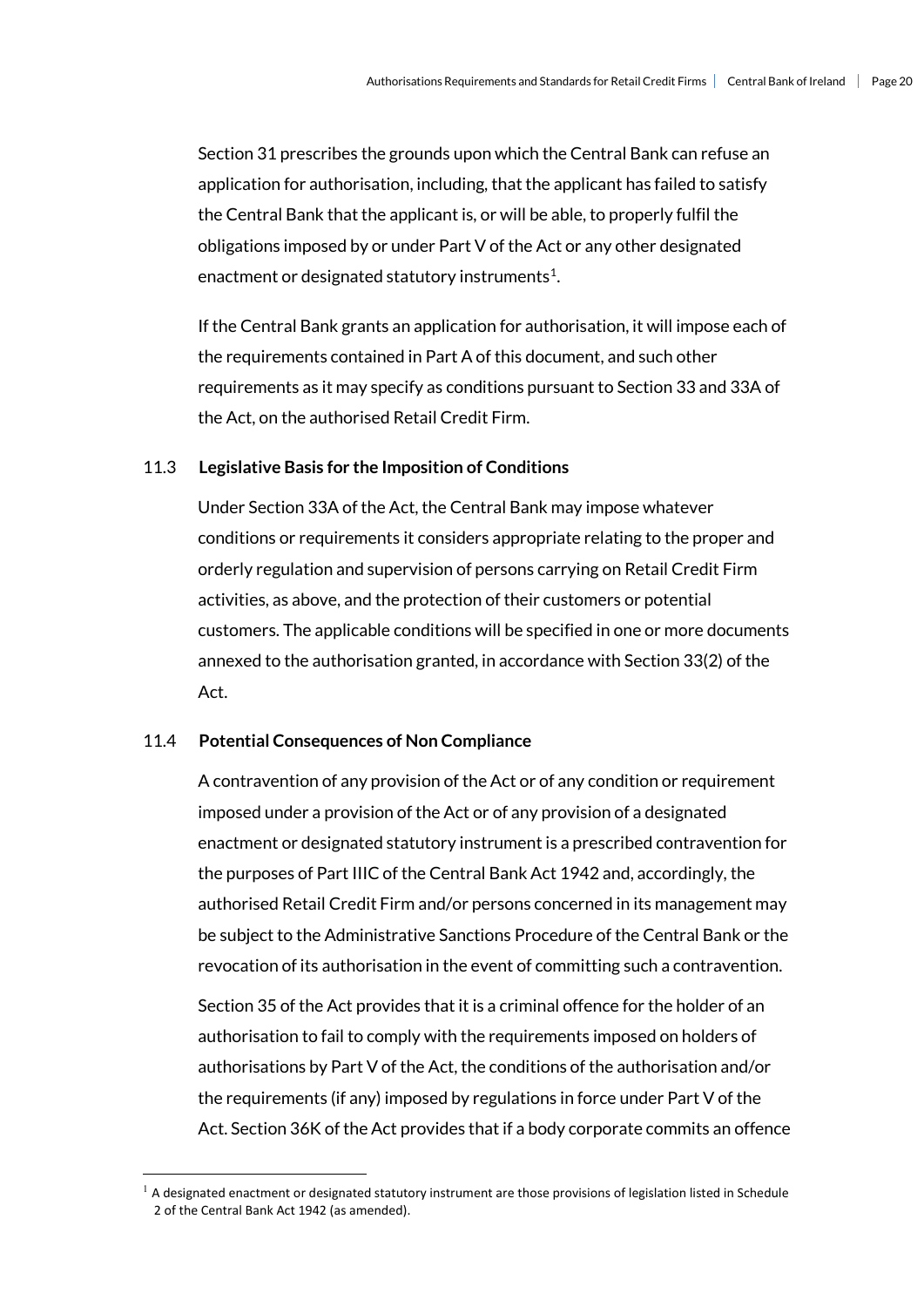Section 31 prescribes the grounds upon which the Central Bank can refuse an application for authorisation, including, that the applicant has failed to satisfy the Central Bank that the applicant is, or will be able, to properly fulfil the obligations imposed by or under Part V of the Act or any other designated enactment or designated statutory instruments[1].

If the Central Bank grants an application for authorisation, it will impose each of the requirements contained in Part A of this document, and such other requirements as it may specify as conditions pursuant to Section 33 and 33A of the Act, on the authorised Retail Credit Firm.

### 11.3 Legislative Basis for the Imposition of Conditions

Under Section 33A of the Act, the Central Bank may impose whatever conditions or requirements it considers appropriate relating to the proper and orderly regulation and supervision of persons carrying on Retail Credit Firm activities, as above, and the protection of their customers or potential customers. The applicable conditions will be specified in one or more documents annexed to the authorisation granted, in accordance with Section 33(2) of the Act.

### 11.4 Potential Consequences of Non Compliance

A contravention of any provision of the Act or of any condition or requirement imposed under a provision of the Act or of any provision of a designated enactment or designated statutory instrument is a prescribed contravention for the purposes of Part IIIC of the Central Bank Act 1942 and, accordingly, the authorised Retail Credit Firm and/or persons concerned in its management may be subject to the Administrative Sanctions Procedure of the Central Bank or the revocation of its authorisation in the event of committing such a contravention.

Section 35 of the Act provides that it is a criminal offence for the holder of an authorisation to fail to comply with the requirements imposed on holders of authorisations by Part V of the Act, the conditions of the authorisation and/or the requirements (if any) imposed by regulations in force under Part V of the Act. Section 36K of the Act provides that if a body corporate commits an offence

---

[1] A designated enactment or designated statutory instrument are those provisions of legislation listed in Schedule 2 of the Central Bank Act 1942 (as amended).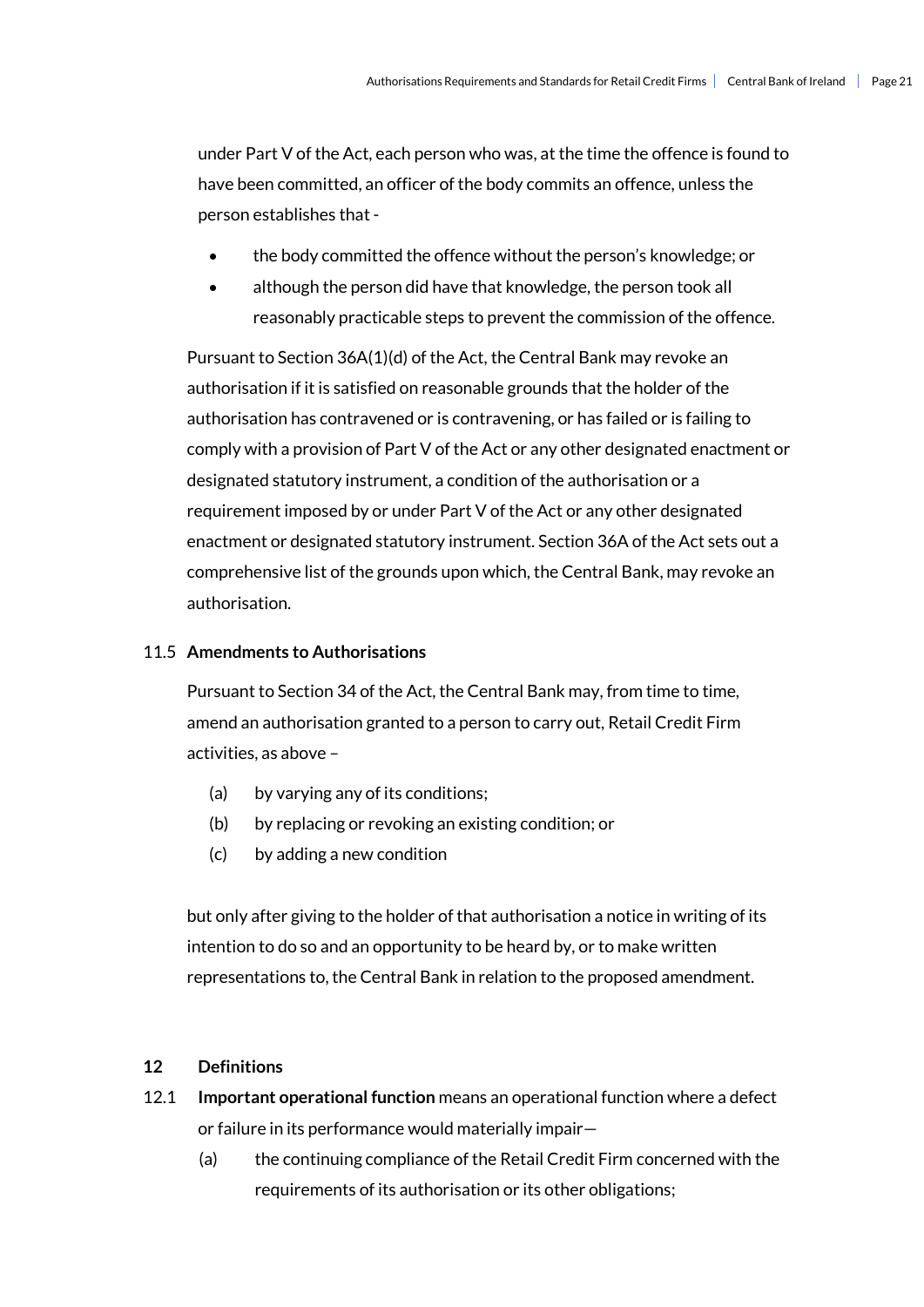under Part V of the Act, each person who was, at the time the offence is found to have been committed, an officer of the body commits an offence, unless the person establishes that -

- the body committed the offence without the person's knowledge; or
- although the person did have that knowledge, the person took all reasonably practicable steps to prevent the commission of the offence.

Pursuant to Section 36A(1)(d) of the Act, the Central Bank may revoke an authorisation if it is satisfied on reasonable grounds that the holder of the authorisation has contravened or is contravening, or has failed or is failing to comply with a provision of Part V of the Act or any other designated enactment or designated statutory instrument, a condition of the authorisation or a requirement imposed by or under Part V of the Act or any other designated enactment or designated statutory instrument. Section 36A of the Act sets out a comprehensive list of the grounds upon which, the Central Bank, may revoke an authorisation.

### 11.5 Amendments to Authorisations

Pursuant to Section 34 of the Act, the Central Bank may, from time to time, amend an authorisation granted to a person to carry out, Retail Credit Firm activities, as above –

(a) by varying any of its conditions;

(b) by replacing or revoking an existing condition; or

(c) by adding a new condition

but only after giving to the holder of that authorisation a notice in writing of its intention to do so and an opportunity to be heard by, or to make written representations to, the Central Bank in relation to the proposed amendment.

## 12 Definitions

12.1 **Important operational function** means an operational function where a defect or failure in its performance would materially impair—

(a) the continuing compliance of the Retail Credit Firm concerned with the requirements of its authorisation or its other obligations;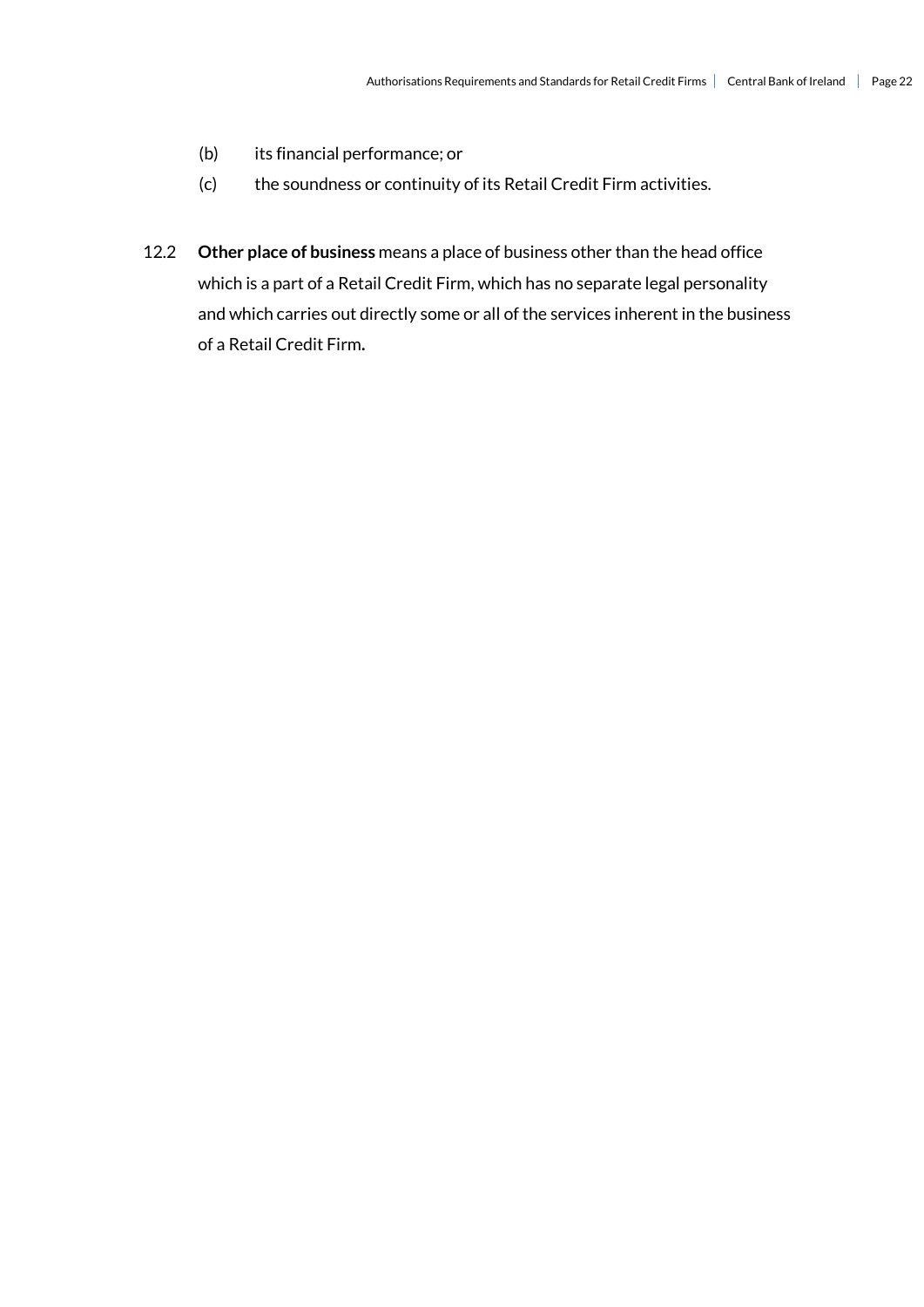(b) its financial performance; or

(c) the soundness or continuity of its Retail Credit Firm activities.

12.2 **Other place of business** means a place of business other than the head office which is a part of a Retail Credit Firm, which has no separate legal personality and which carries out directly some or all of the services inherent in the business of a Retail Credit Firm**.**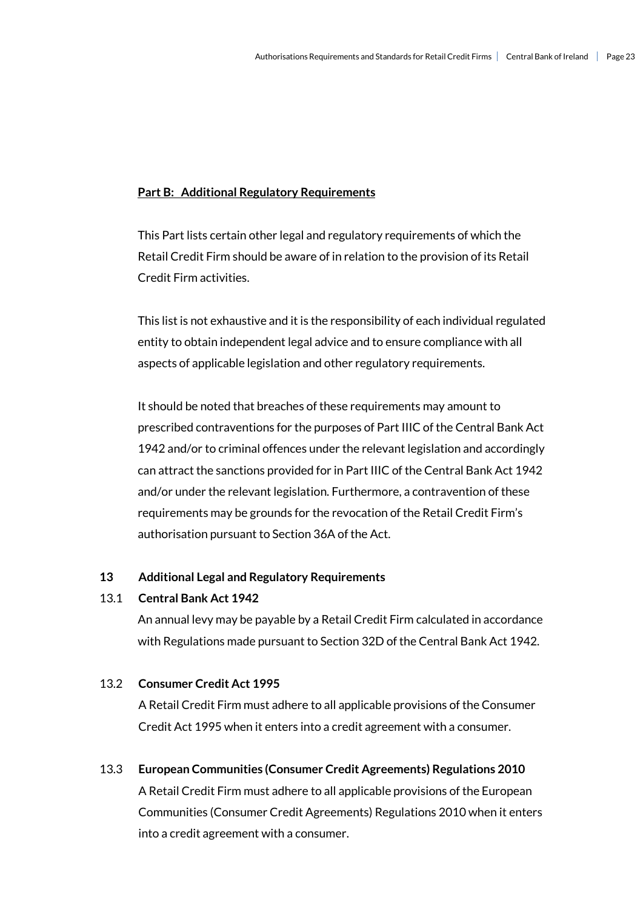## Part B: Additional Regulatory Requirements

This Part lists certain other legal and regulatory requirements of which the Retail Credit Firm should be aware of in relation to the provision of its Retail Credit Firm activities.

This list is not exhaustive and it is the responsibility of each individual regulated entity to obtain independent legal advice and to ensure compliance with all aspects of applicable legislation and other regulatory requirements.

It should be noted that breaches of these requirements may amount to prescribed contraventions for the purposes of Part IIIC of the Central Bank Act 1942 and/or to criminal offences under the relevant legislation and accordingly can attract the sanctions provided for in Part IIIC of the Central Bank Act 1942 and/or under the relevant legislation. Furthermore, a contravention of these requirements may be grounds for the revocation of the Retail Credit Firm's authorisation pursuant to Section 36A of the Act.

### 13 Additional Legal and Regulatory Requirements

**13.1 Central Bank Act 1942**

An annual levy may be payable by a Retail Credit Firm calculated in accordance with Regulations made pursuant to Section 32D of the Central Bank Act 1942.

**13.2 Consumer Credit Act 1995**

A Retail Credit Firm must adhere to all applicable provisions of the Consumer Credit Act 1995 when it enters into a credit agreement with a consumer.

**13.3 European Communities (Consumer Credit Agreements) Regulations 2010**

A Retail Credit Firm must adhere to all applicable provisions of the European Communities (Consumer Credit Agreements) Regulations 2010 when it enters into a credit agreement with a consumer.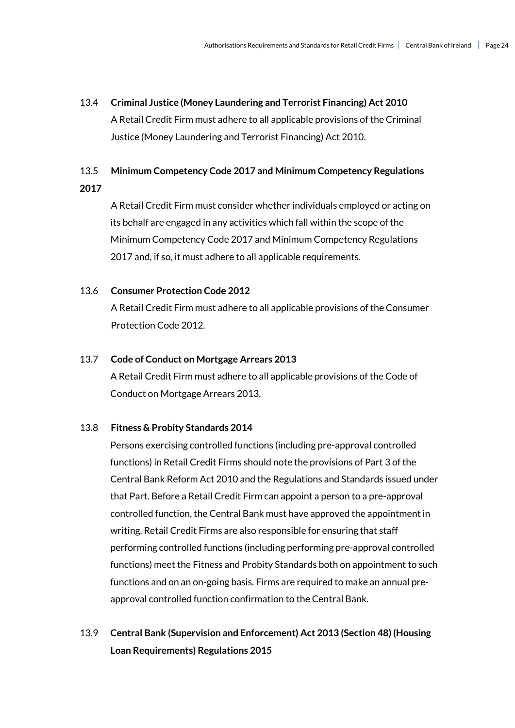### 13.4 Criminal Justice (Money Laundering and Terrorist Financing) Act 2010

A Retail Credit Firm must adhere to all applicable provisions of the Criminal Justice (Money Laundering and Terrorist Financing) Act 2010.

### 13.5 Minimum Competency Code 2017 and Minimum Competency Regulations 2017

A Retail Credit Firm must consider whether individuals employed or acting on its behalf are engaged in any activities which fall within the scope of the Minimum Competency Code 2017 and Minimum Competency Regulations 2017 and, if so, it must adhere to all applicable requirements.

### 13.6 Consumer Protection Code 2012

A Retail Credit Firm must adhere to all applicable provisions of the Consumer Protection Code 2012.

### 13.7 Code of Conduct on Mortgage Arrears 2013

A Retail Credit Firm must adhere to all applicable provisions of the Code of Conduct on Mortgage Arrears 2013.

### 13.8 Fitness & Probity Standards 2014

Persons exercising controlled functions (including pre-approval controlled functions) in Retail Credit Firms should note the provisions of Part 3 of the Central Bank Reform Act 2010 and the Regulations and Standards issued under that Part. Before a Retail Credit Firm can appoint a person to a pre-approval controlled function, the Central Bank must have approved the appointment in writing. Retail Credit Firms are also responsible for ensuring that staff performing controlled functions (including performing pre-approval controlled functions) meet the Fitness and Probity Standards both on appointment to such functions and on an on-going basis. Firms are required to make an annual pre-approval controlled function confirmation to the Central Bank.

### 13.9 Central Bank (Supervision and Enforcement) Act 2013 (Section 48) (Housing Loan Requirements) Regulations 2015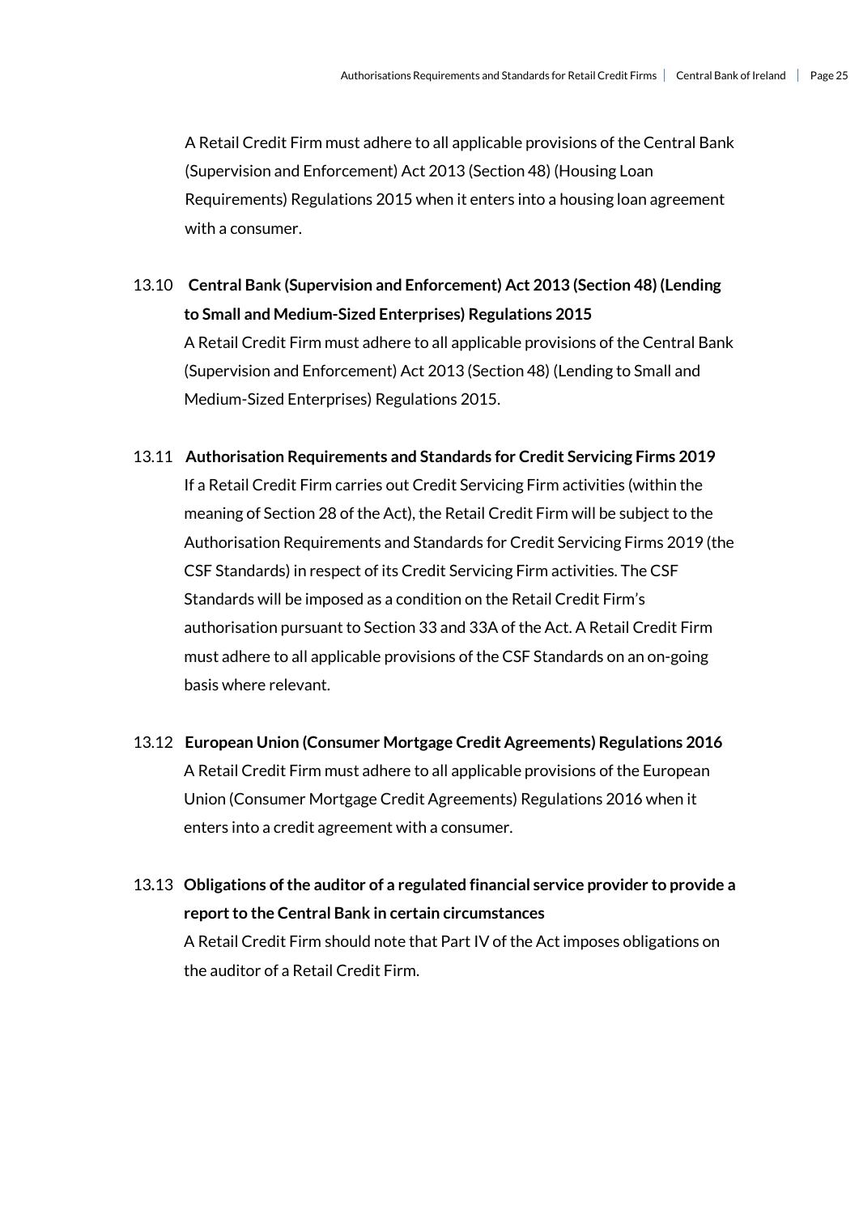A Retail Credit Firm must adhere to all applicable provisions of the Central Bank (Supervision and Enforcement) Act 2013 (Section 48) (Housing Loan Requirements) Regulations 2015 when it enters into a housing loan agreement with a consumer.

### 13.10 Central Bank (Supervision and Enforcement) Act 2013 (Section 48) (Lending to Small and Medium-Sized Enterprises) Regulations 2015

A Retail Credit Firm must adhere to all applicable provisions of the Central Bank (Supervision and Enforcement) Act 2013 (Section 48) (Lending to Small and Medium-Sized Enterprises) Regulations 2015.

### 13.11 Authorisation Requirements and Standards for Credit Servicing Firms 2019

If a Retail Credit Firm carries out Credit Servicing Firm activities (within the meaning of Section 28 of the Act), the Retail Credit Firm will be subject to the Authorisation Requirements and Standards for Credit Servicing Firms 2019 (the CSF Standards) in respect of its Credit Servicing Firm activities. The CSF Standards will be imposed as a condition on the Retail Credit Firm's authorisation pursuant to Section 33 and 33A of the Act. A Retail Credit Firm must adhere to all applicable provisions of the CSF Standards on an on-going basis where relevant.

### 13.12 European Union (Consumer Mortgage Credit Agreements) Regulations 2016

A Retail Credit Firm must adhere to all applicable provisions of the European Union (Consumer Mortgage Credit Agreements) Regulations 2016 when it enters into a credit agreement with a consumer.

### 13.13 Obligations of the auditor of a regulated financial service provider to provide a report to the Central Bank in certain circumstances

A Retail Credit Firm should note that Part IV of the Act imposes obligations on the auditor of a Retail Credit Firm.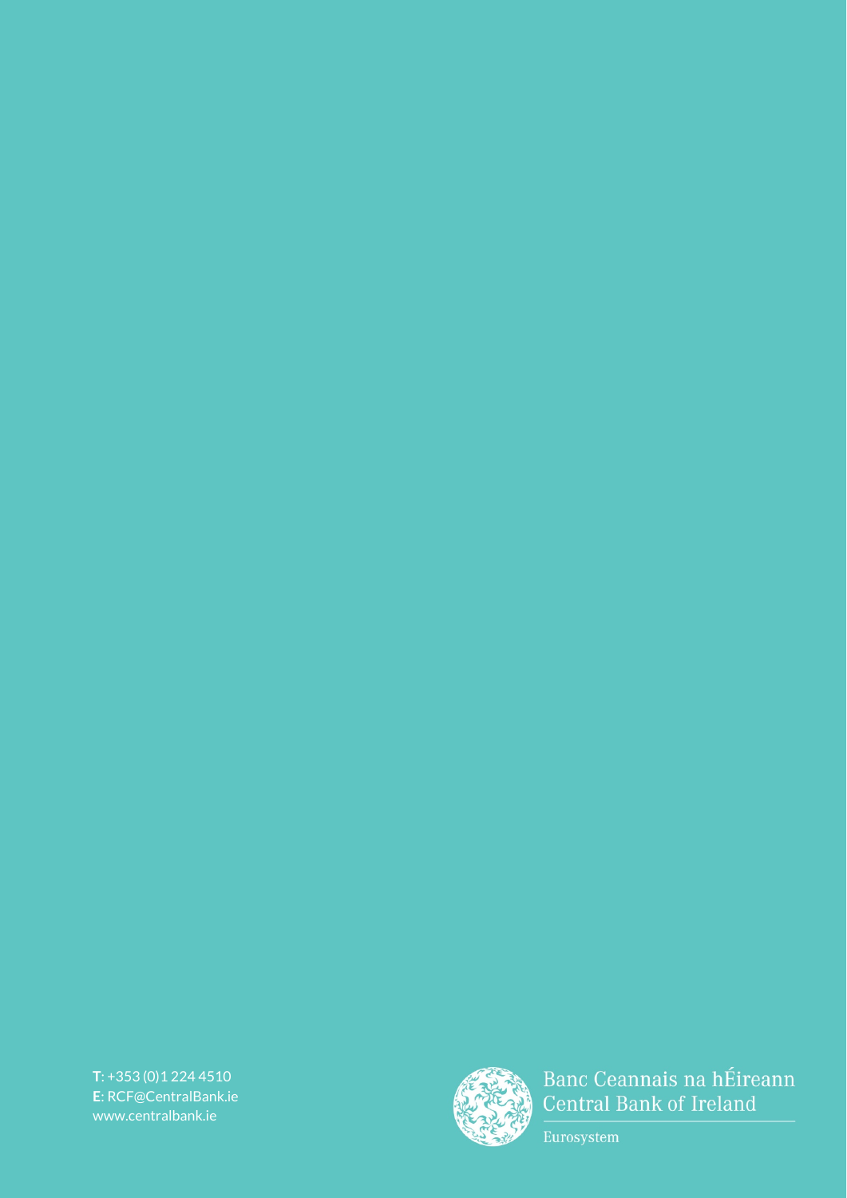**T**: +353 (0)1 224 4510
**E**: RCF@CentralBank.ie
www.centralbank.ie

Banc Ceannais na hÉireann
Central Bank of Ireland

Eurosystem